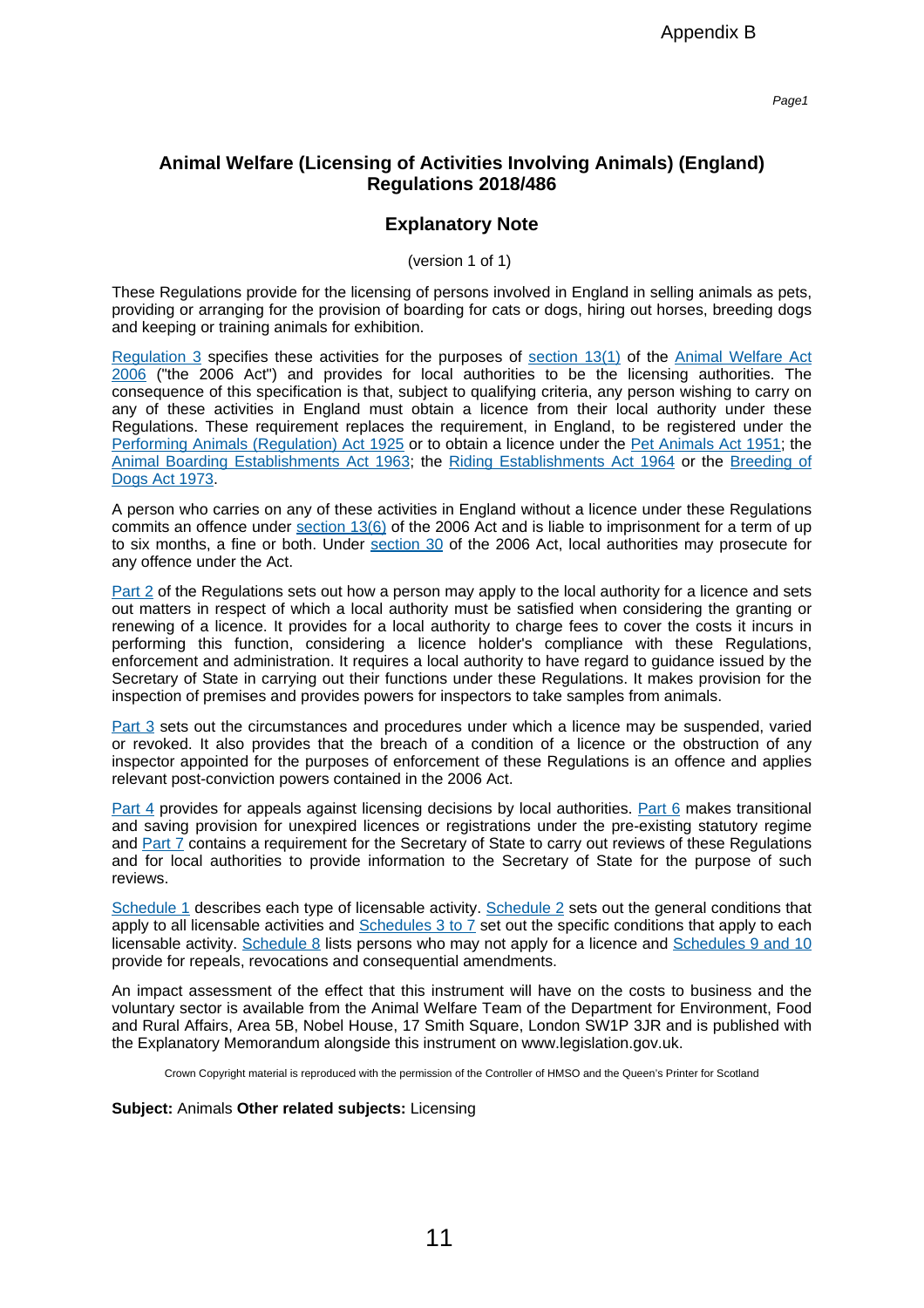Appendix B

# Animal Welfare (Licensing of Activities Involving Animals) (England) Regulations 2018/486

## Explanatory Note

(version 1 of 1)

These Regulations provide for the licensing of persons involved in England in selling animals as pets, providing or arranging for the provision of boarding for cats or dogs, hiring out horses, breeding dogs and keeping or training animals for exhibition.

Regulation 3 specifies these activities for the purposes of section 13(1) of the Animal Welfare Act 2006 ("the 2006 Act") and provides for local authorities to be the licensing authorities. The consequence of this specification is that, subject to qualifying criteria, any person wishing to carry on any of these activities in England must obtain a licence from their local authority under these Regulations. These requirement replaces the requirement, in England, to be registered under the Performing Animals (Regulation) Act 1925 or to obtain a licence under the Pet Animals Act 1951; the Animal Boarding Establishments Act 1963; the Riding Establishments Act 1964 or the Breeding of Dogs Act 1973.

A person who carries on any of these activities in England without a licence under these Regulations commits an offence under section 13(6) of the 2006 Act and is liable to imprisonment for a term of up to six months, a fine or both. Under section 30 of the 2006 Act, local authorities may prosecute for any offence under the Act.

Part 2 of the Regulations sets out how a person may apply to the local authority for a licence and sets out matters in respect of which a local authority must be satisfied when considering the granting or renewing of a licence. It provides for a local authority to charge fees to cover the costs it incurs in performing this function, considering a licence holder's compliance with these Regulations, enforcement and administration. It requires a local authority to have regard to guidance issued by the Secretary of State in carrying out their functions under these Regulations. It makes provision for the inspection of premises and provides powers for inspectors to take samples from animals.

Part 3 sets out the circumstances and procedures under which a licence may be suspended, varied or revoked. It also provides that the breach of a condition of a licence or the obstruction of any inspector appointed for the purposes of enforcement of these Regulations is an offence and applies relevant post-conviction powers contained in the 2006 Act.

Part 4 provides for appeals against licensing decisions by local authorities. Part 6 makes transitional and saving provision for unexpired licences or registrations under the pre-existing statutory regime and Part 7 contains a requirement for the Secretary of State to carry out reviews of these Regulations and for local authorities to provide information to the Secretary of State for the purpose of such reviews.

Schedule 1 describes each type of licensable activity. Schedule 2 sets out the general conditions that apply to all licensable activities and Schedules 3 to 7 set out the specific conditions that apply to each licensable activity. Schedule 8 lists persons who may not apply for a licence and Schedules 9 and 10 provide for repeals, revocations and consequential amendments.

An impact assessment of the effect that this instrument will have on the costs to business and the voluntary sector is available from the Animal Welfare Team of the Department for Environment, Food and Rural Affairs, Area 5B, Nobel House, 17 Smith Square, London SW1P 3JR and is published with the Explanatory Memorandum alongside this instrument on www.legislation.gov.uk.

Crown Copyright material is reproduced with the permission of the Controller of HMSO and the Queen's Printer for Scotland

**Subject:** Animals **Other related subjects:** Licensing